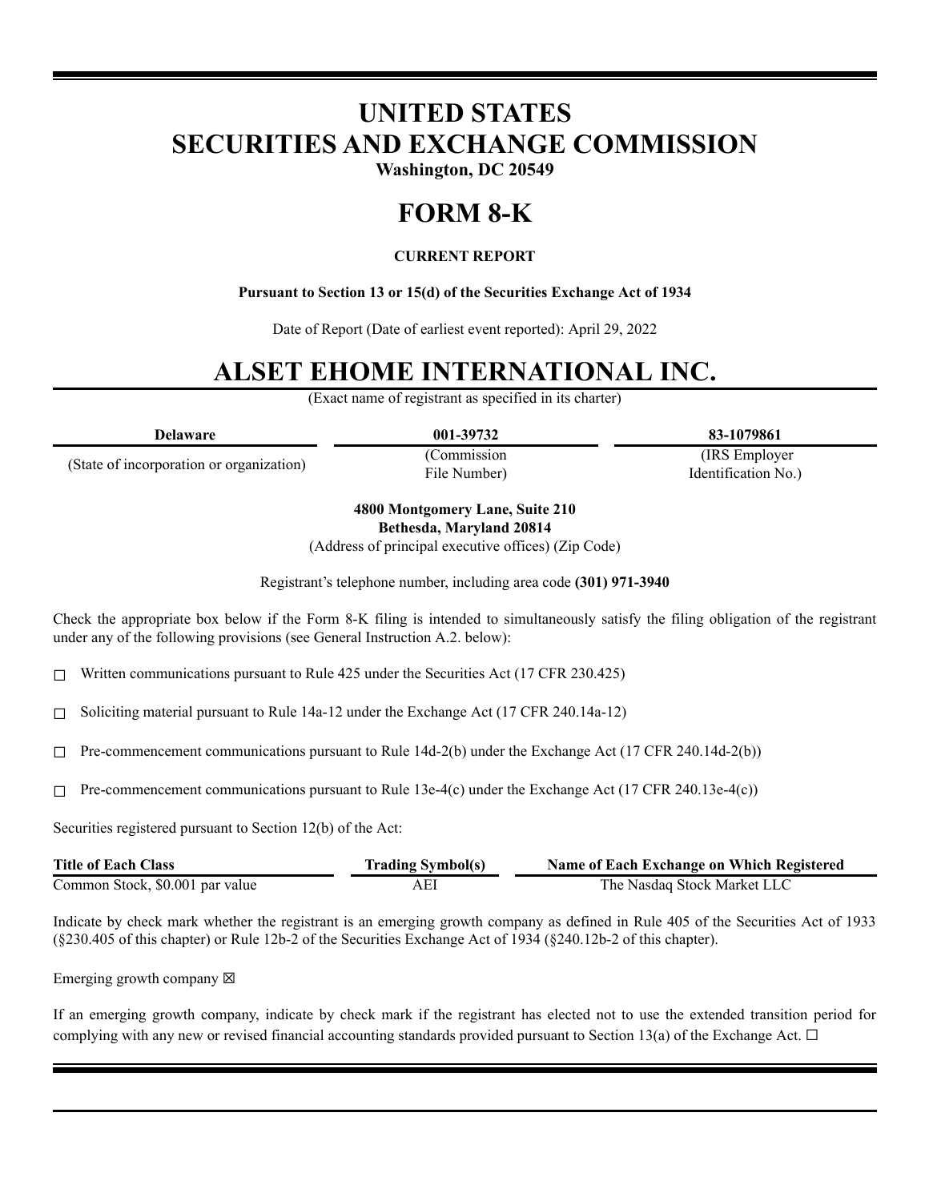# UNITED STATES
# SECURITIES AND EXCHANGE COMMISSION

**Washington, DC 20549**

# FORM 8-K

**CURRENT REPORT**

**Pursuant to Section 13 or 15(d) of the Securities Exchange Act of 1934**

Date of Report (Date of earliest event reported): April 29, 2022

# ALSET EHOME INTERNATIONAL INC.

(Exact name of registrant as specified in its charter)

| **Delaware** | **001-39732** | **83-1079861** |
|---|---|---|
| (State of incorporation or organization) | (Commission File Number) | (IRS Employer Identification No.) |

**4800 Montgomery Lane, Suite 210**
**Bethesda, Maryland 20814**
(Address of principal executive offices) (Zip Code)

Registrant's telephone number, including area code **(301) 971-3940**

Check the appropriate box below if the Form 8-K filing is intended to simultaneously satisfy the filing obligation of the registrant under any of the following provisions (see General Instruction A.2. below):

☐ Written communications pursuant to Rule 425 under the Securities Act (17 CFR 230.425)

☐ Soliciting material pursuant to Rule 14a-12 under the Exchange Act (17 CFR 240.14a-12)

☐ Pre-commencement communications pursuant to Rule 14d-2(b) under the Exchange Act (17 CFR 240.14d-2(b))

☐ Pre-commencement communications pursuant to Rule 13e-4(c) under the Exchange Act (17 CFR 240.13e-4(c))

Securities registered pursuant to Section 12(b) of the Act:

| Title of Each Class | Trading Symbol(s) | Name of Each Exchange on Which Registered |
|---|---|---|
| Common Stock, $0.001 par value | AEI | The Nasdaq Stock Market LLC |

Indicate by check mark whether the registrant is an emerging growth company as defined in Rule 405 of the Securities Act of 1933 (§230.405 of this chapter) or Rule 12b-2 of the Securities Exchange Act of 1934 (§240.12b-2 of this chapter).

Emerging growth company ☒

If an emerging growth company, indicate by check mark if the registrant has elected not to use the extended transition period for complying with any new or revised financial accounting standards provided pursuant to Section 13(a) of the Exchange Act. ☐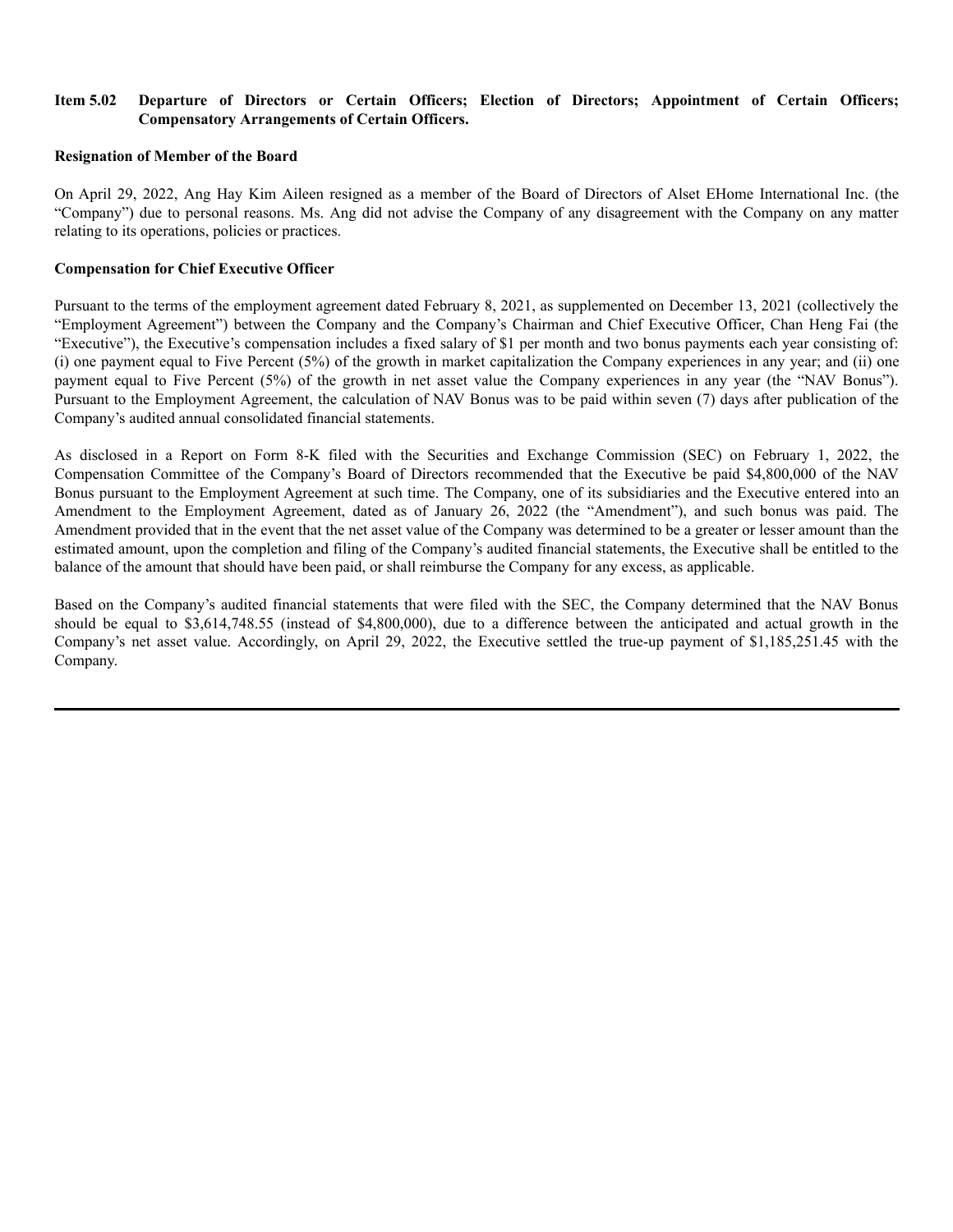## Item 5.02 Departure of Directors or Certain Officers; Election of Directors; Appointment of Certain Officers; Compensatory Arrangements of Certain Officers.

**Resignation of Member of the Board**

On April 29, 2022, Ang Hay Kim Aileen resigned as a member of the Board of Directors of Alset EHome International Inc. (the "Company") due to personal reasons. Ms. Ang did not advise the Company of any disagreement with the Company on any matter relating to its operations, policies or practices.

**Compensation for Chief Executive Officer**

Pursuant to the terms of the employment agreement dated February 8, 2021, as supplemented on December 13, 2021 (collectively the "Employment Agreement") between the Company and the Company's Chairman and Chief Executive Officer, Chan Heng Fai (the "Executive"), the Executive's compensation includes a fixed salary of $1 per month and two bonus payments each year consisting of: (i) one payment equal to Five Percent (5%) of the growth in market capitalization the Company experiences in any year; and (ii) one payment equal to Five Percent (5%) of the growth in net asset value the Company experiences in any year (the "NAV Bonus"). Pursuant to the Employment Agreement, the calculation of NAV Bonus was to be paid within seven (7) days after publication of the Company's audited annual consolidated financial statements.

As disclosed in a Report on Form 8-K filed with the Securities and Exchange Commission (SEC) on February 1, 2022, the Compensation Committee of the Company's Board of Directors recommended that the Executive be paid $4,800,000 of the NAV Bonus pursuant to the Employment Agreement at such time. The Company, one of its subsidiaries and the Executive entered into an Amendment to the Employment Agreement, dated as of January 26, 2022 (the "Amendment"), and such bonus was paid. The Amendment provided that in the event that the net asset value of the Company was determined to be a greater or lesser amount than the estimated amount, upon the completion and filing of the Company's audited financial statements, the Executive shall be entitled to the balance of the amount that should have been paid, or shall reimburse the Company for any excess, as applicable.

Based on the Company's audited financial statements that were filed with the SEC, the Company determined that the NAV Bonus should be equal to $3,614,748.55 (instead of $4,800,000), due to a difference between the anticipated and actual growth in the Company's net asset value. Accordingly, on April 29, 2022, the Executive settled the true-up payment of $1,185,251.45 with the Company.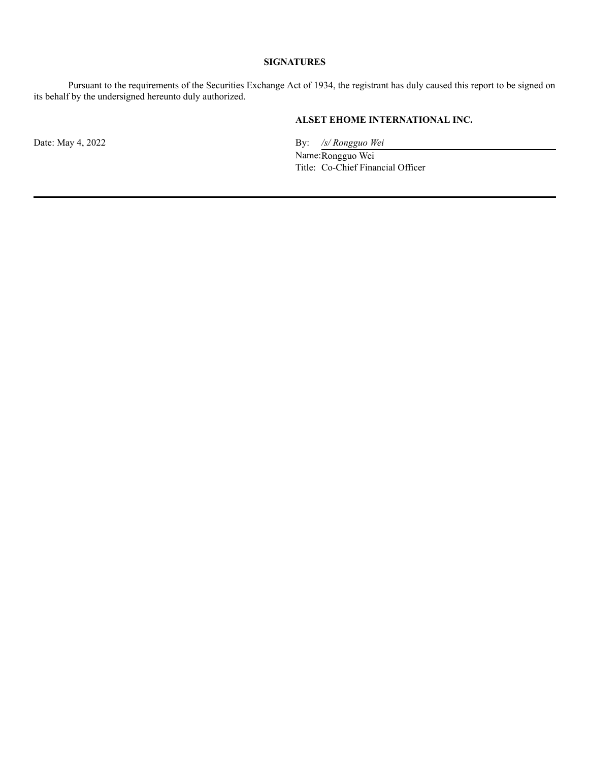**SIGNATURES**

Pursuant to the requirements of the Securities Exchange Act of 1934, the registrant has duly caused this report to be signed on its behalf by the undersigned hereunto duly authorized.

**ALSET EHOME INTERNATIONAL INC.**

Date: May 4, 2022

By: */s/ Rongguo Wei*

Name: Rongguo Wei

Title: Co-Chief Financial Officer